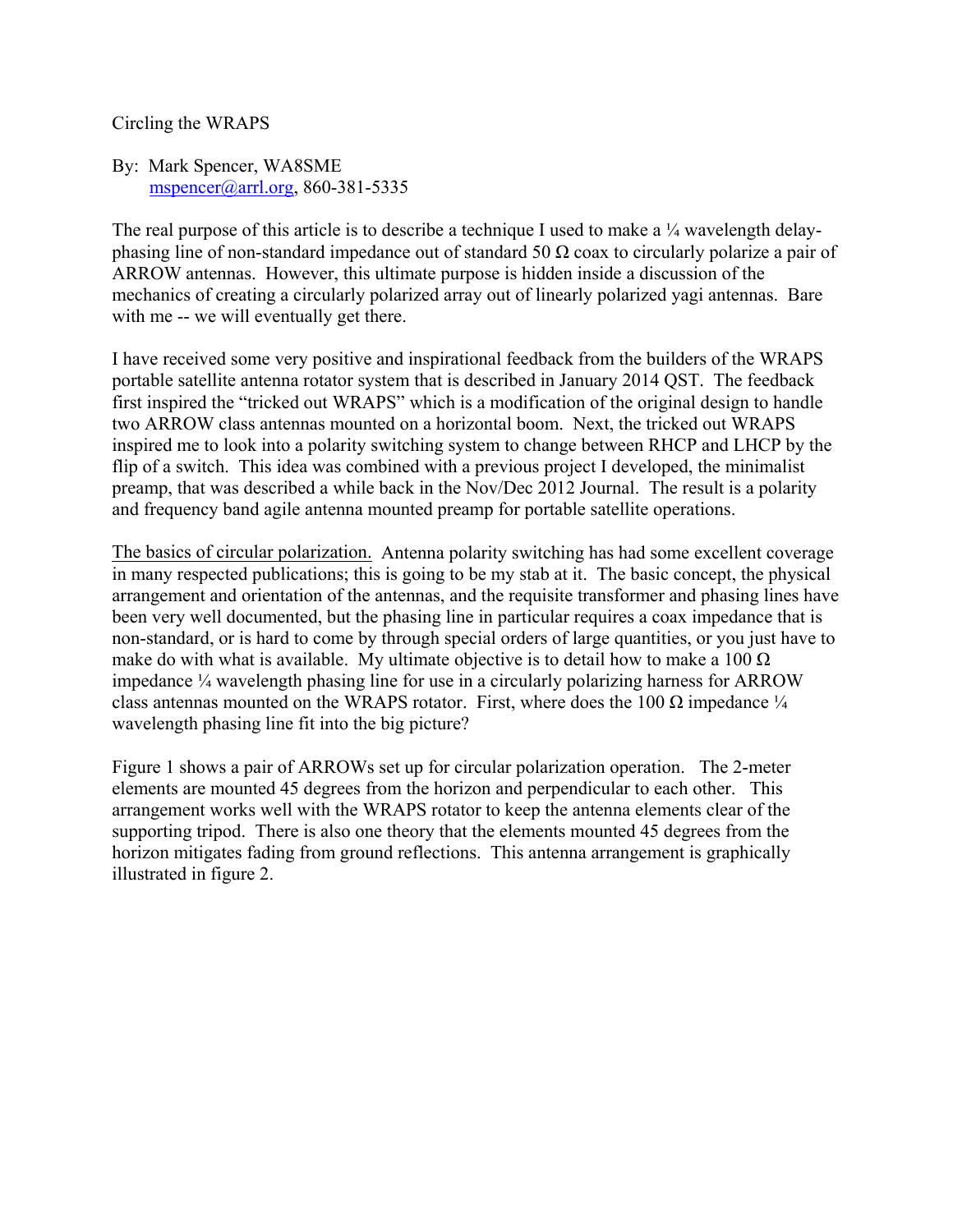# Circling the WRAPS

By: Mark Spencer, WA8SME
mspencer@arrl.org, 860-381-5335

The real purpose of this article is to describe a technique I used to make a ¼ wavelength delay-phasing line of non-standard impedance out of standard 50 Ω coax to circularly polarize a pair of ARROW antennas. However, this ultimate purpose is hidden inside a discussion of the mechanics of creating a circularly polarized array out of linearly polarized yagi antennas. Bare with me -- we will eventually get there.

I have received some very positive and inspirational feedback from the builders of the WRAPS portable satellite antenna rotator system that is described in January 2014 QST. The feedback first inspired the "tricked out WRAPS" which is a modification of the original design to handle two ARROW class antennas mounted on a horizontal boom. Next, the tricked out WRAPS inspired me to look into a polarity switching system to change between RHCP and LHCP by the flip of a switch. This idea was combined with a previous project I developed, the minimalist preamp, that was described a while back in the Nov/Dec 2012 Journal. The result is a polarity and frequency band agile antenna mounted preamp for portable satellite operations.

The basics of circular polarization. Antenna polarity switching has had some excellent coverage in many respected publications; this is going to be my stab at it. The basic concept, the physical arrangement and orientation of the antennas, and the requisite transformer and phasing lines have been very well documented, but the phasing line in particular requires a coax impedance that is non-standard, or is hard to come by through special orders of large quantities, or you just have to make do with what is available. My ultimate objective is to detail how to make a 100 Ω impedance ¼ wavelength phasing line for use in a circularly polarizing harness for ARROW class antennas mounted on the WRAPS rotator. First, where does the 100 Ω impedance ¼ wavelength phasing line fit into the big picture?

Figure 1 shows a pair of ARROWs set up for circular polarization operation. The 2-meter elements are mounted 45 degrees from the horizon and perpendicular to each other. This arrangement works well with the WRAPS rotator to keep the antenna elements clear of the supporting tripod. There is also one theory that the elements mounted 45 degrees from the horizon mitigates fading from ground reflections. This antenna arrangement is graphically illustrated in figure 2.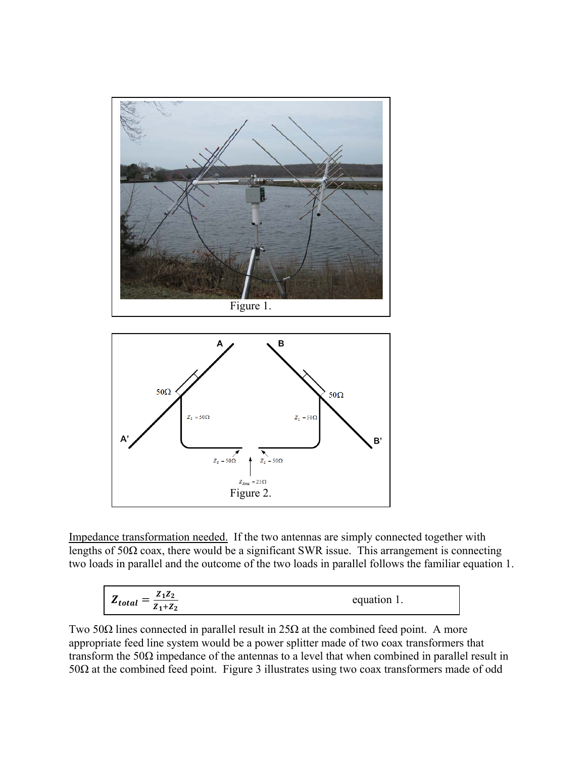Figure 1.

A

B

50Ω

50Ω

A'

B'

$Z_L = 50\Omega$

$Z_L = 50\Omega$

$Z_L = 50\Omega$

$Z_L = 50\Omega$

$Z_{Total} = 25\Omega$

Figure 2.

Impedance transformation needed. If the two antennas are simply connected together with lengths of 50Ω coax, there would be a significant SWR issue. This arrangement is connecting two loads in parallel and the outcome of the two loads in parallel follows the familiar equation 1.

$$Z_{total} = \frac{Z_1 Z_2}{Z_1 + Z_2} \qquad \text{equation 1.}$$

Two 50Ω lines connected in parallel result in 25Ω at the combined feed point. A more appropriate feed line system would be a power splitter made of two coax transformers that transform the 50Ω impedance of the antennas to a level that when combined in parallel result in 50Ω at the combined feed point. Figure 3 illustrates using two coax transformers made of odd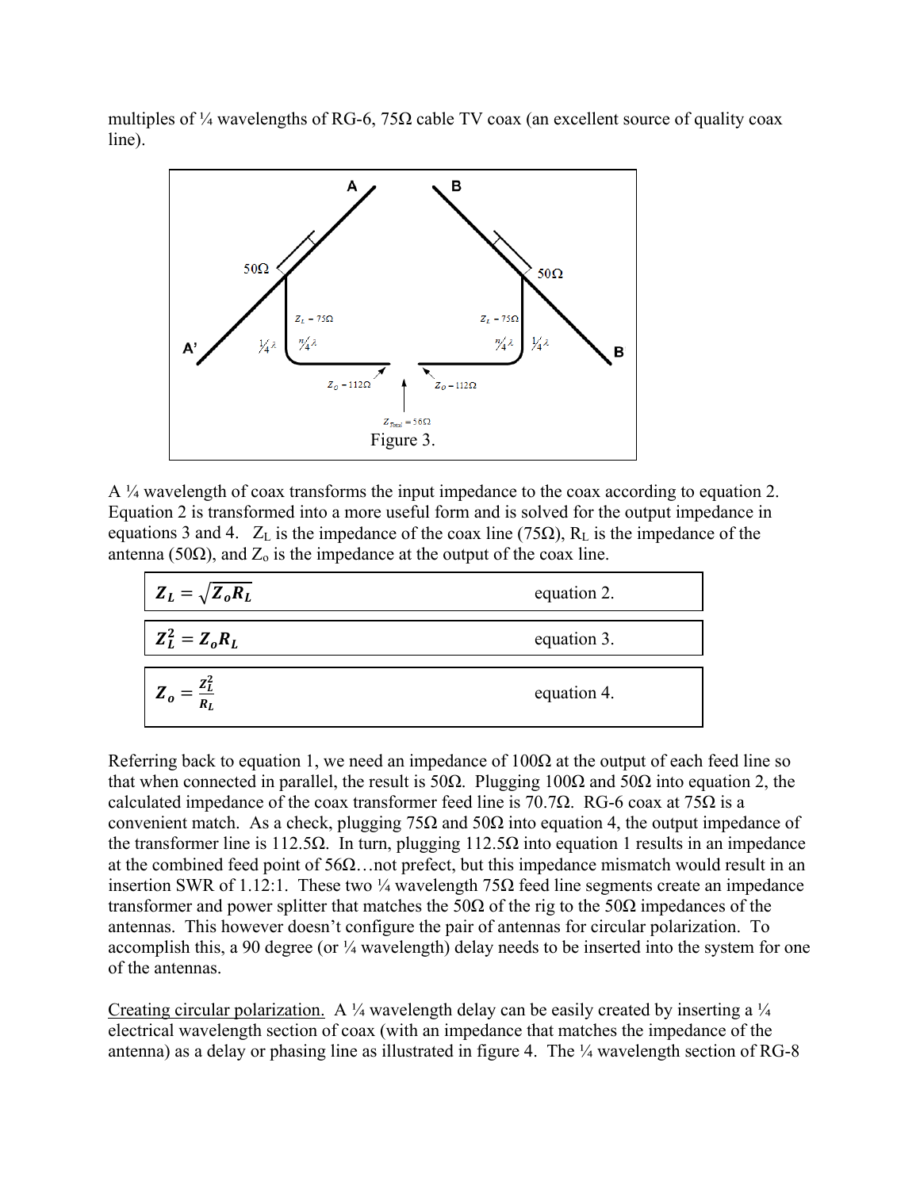multiples of ¼ wavelengths of RG-6, 75Ω cable TV coax (an excellent source of quality coax line).

Figure 3.

A ¼ wavelength of coax transforms the input impedance to the coax according to equation 2. Equation 2 is transformed into a more useful form and is solved for the output impedance in equations 3 and 4. $Z_L$ is the impedance of the coax line (75Ω), $R_L$ is the impedance of the antenna (50Ω), and $Z_o$ is the impedance at the output of the coax line.

$$Z_L = \sqrt{Z_o R_L} \qquad \text{equation 2.}$$

$$Z_L^2 = Z_o R_L \qquad \text{equation 3.}$$

$$Z_o = \frac{Z_L^2}{R_L} \qquad \text{equation 4.}$$

Referring back to equation 1, we need an impedance of 100Ω at the output of each feed line so that when connected in parallel, the result is 50Ω. Plugging 100Ω and 50Ω into equation 2, the calculated impedance of the coax transformer feed line is 70.7Ω. RG-6 coax at 75Ω is a convenient match. As a check, plugging 75Ω and 50Ω into equation 4, the output impedance of the transformer line is 112.5Ω. In turn, plugging 112.5Ω into equation 1 results in an impedance at the combined feed point of 56Ω…not prefect, but this impedance mismatch would result in an insertion SWR of 1.12:1. These two ¼ wavelength 75Ω feed line segments create an impedance transformer and power splitter that matches the 50Ω of the rig to the 50Ω impedances of the antennas. This however doesn't configure the pair of antennas for circular polarization. To accomplish this, a 90 degree (or ¼ wavelength) delay needs to be inserted into the system for one of the antennas.

Creating circular polarization. A ¼ wavelength delay can be easily created by inserting a ¼ electrical wavelength section of coax (with an impedance that matches the impedance of the antenna) as a delay or phasing line as illustrated in figure 4. The ¼ wavelength section of RG-8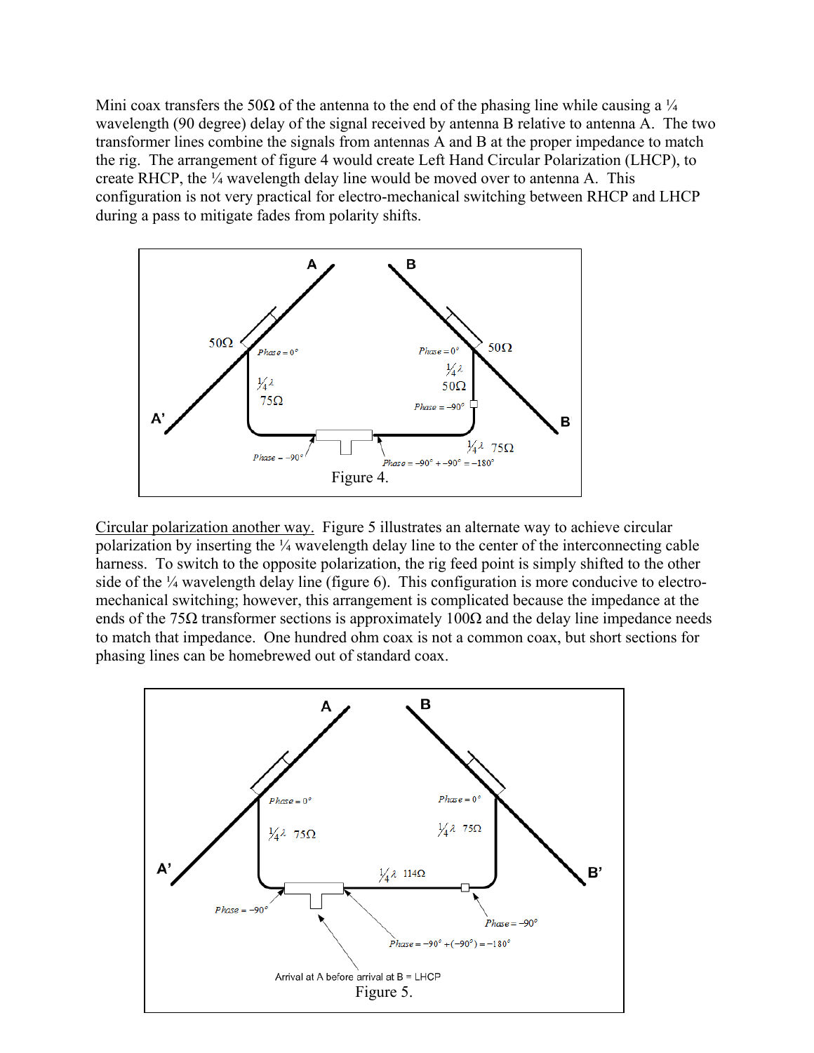Mini coax transfers the 50Ω of the antenna to the end of the phasing line while causing a ¼ wavelength (90 degree) delay of the signal received by antenna B relative to antenna A. The two transformer lines combine the signals from antennas A and B at the proper impedance to match the rig. The arrangement of figure 4 would create Left Hand Circular Polarization (LHCP), to create RHCP, the ¼ wavelength delay line would be moved over to antenna A. This configuration is not very practical for electro-mechanical switching between RHCP and LHCP during a pass to mitigate fades from polarity shifts.

A
B
50Ω
$Phase = 0°$
$Phase = 0°$
50Ω
¼λ
50Ω
¼λ
75Ω
$Phase = -90°$
A'
B
¼λ 75Ω
$Phase = -90°$
$Phase = -90° + -90° = -180°$

Figure 4.

Circular polarization another way. Figure 5 illustrates an alternate way to achieve circular polarization by inserting the ¼ wavelength delay line to the center of the interconnecting cable harness. To switch to the opposite polarization, the rig feed point is simply shifted to the other side of the ¼ wavelength delay line (figure 6). This configuration is more conducive to electro-mechanical switching; however, this arrangement is complicated because the impedance at the ends of the 75Ω transformer sections is approximately 100Ω and the delay line impedance needs to match that impedance. One hundred ohm coax is not a common coax, but short sections for phasing lines can be homebrewed out of standard coax.

A
B
$Phase = 0°$
$Phase = 0°$
¼λ 75Ω
¼λ 75Ω
A'
¼λ 114Ω
B'
$Phase = -90°$
$Phase = -90°$
$Phase = -90° + (-90°) = -180°$
Arrival at A before arrival at B = LHCP

Figure 5.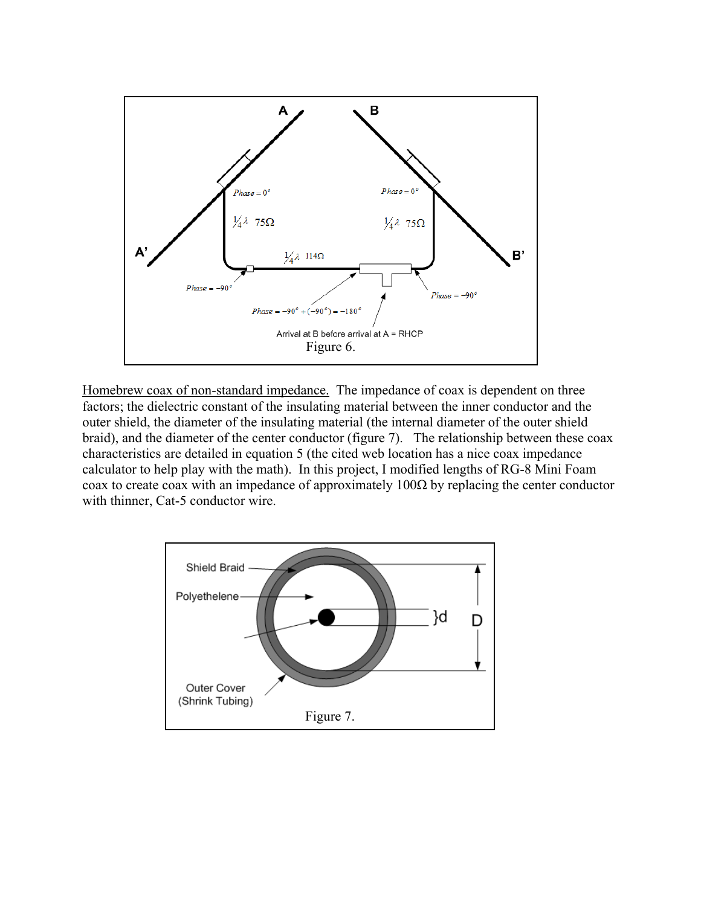A

B

A'

B'

$Phase = 0°$

$Phase = 0°$

$\frac{1}{4}\lambda$ 75Ω

$\frac{1}{4}\lambda$ 75Ω

$\frac{1}{4}\lambda$ 114Ω

$Phase = -90°$

$Phase = -90°$

$Phase = -90° + (-90°) = -180°$

Arrival at B before arrival at A = RHCP

Figure 6.

Homebrew coax of non-standard impedance. The impedance of coax is dependent on three factors; the dielectric constant of the insulating material between the inner conductor and the outer shield, the diameter of the insulating material (the internal diameter of the outer shield braid), and the diameter of the center conductor (figure 7). The relationship between these coax characteristics are detailed in equation 5 (the cited web location has a nice coax impedance calculator to help play with the math). In this project, I modified lengths of RG-8 Mini Foam coax to create coax with an impedance of approximately 100Ω by replacing the center conductor with thinner, Cat-5 conductor wire.

Shield Braid

Polyethelene

Outer Cover (Shrink Tubing)

d

D

Figure 7.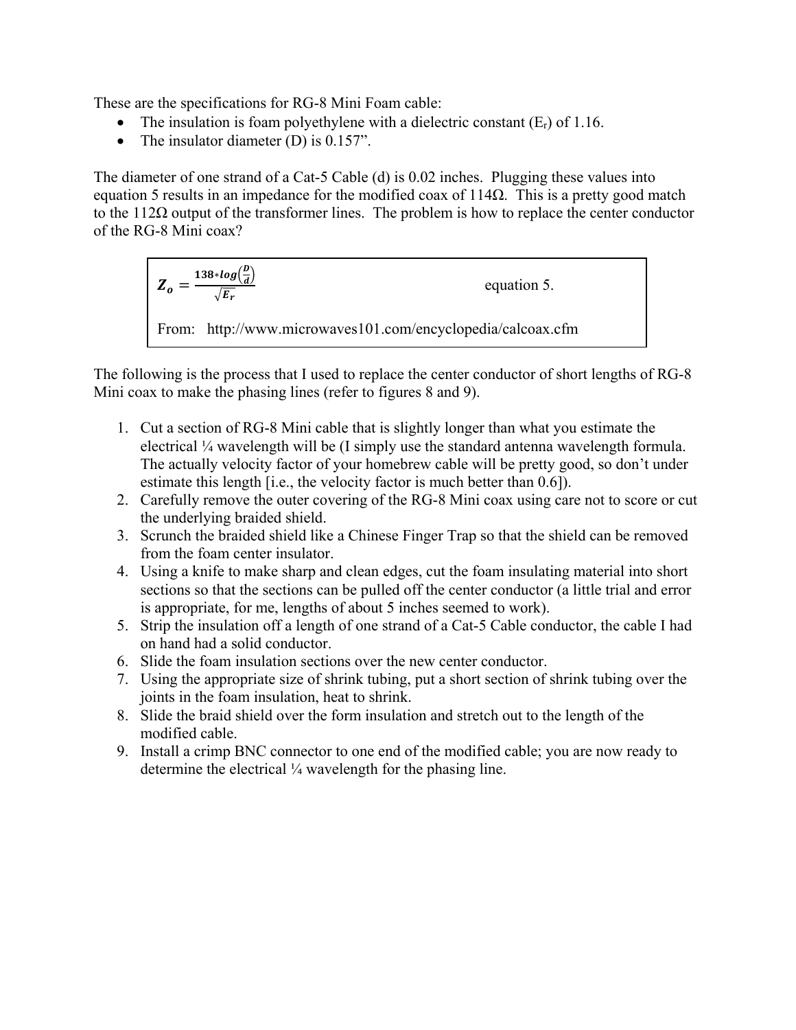These are the specifications for RG-8 Mini Foam cable:

- The insulation is foam polyethylene with a dielectric constant ($E_r$) of 1.16.
- The insulator diameter (D) is 0.157".

The diameter of one strand of a Cat-5 Cable (d) is 0.02 inches. Plugging these values into equation 5 results in an impedance for the modified coax of 114Ω. This is a pretty good match to the 112Ω output of the transformer lines. The problem is how to replace the center conductor of the RG-8 Mini coax?

$$Z_o = \frac{138 * log\left(\frac{D}{d}\right)}{\sqrt{E_r}} \qquad \text{equation 5.}$$

From: http://www.microwaves101.com/encyclopedia/calcoax.cfm

The following is the process that I used to replace the center conductor of short lengths of RG-8 Mini coax to make the phasing lines (refer to figures 8 and 9).

1. Cut a section of RG-8 Mini cable that is slightly longer than what you estimate the electrical ¼ wavelength will be (I simply use the standard antenna wavelength formula. The actually velocity factor of your homebrew cable will be pretty good, so don't under estimate this length [i.e., the velocity factor is much better than 0.6]).
2. Carefully remove the outer covering of the RG-8 Mini coax using care not to score or cut the underlying braided shield.
3. Scrunch the braided shield like a Chinese Finger Trap so that the shield can be removed from the foam center insulator.
4. Using a knife to make sharp and clean edges, cut the foam insulating material into short sections so that the sections can be pulled off the center conductor (a little trial and error is appropriate, for me, lengths of about 5 inches seemed to work).
5. Strip the insulation off a length of one strand of a Cat-5 Cable conductor, the cable I had on hand had a solid conductor.
6. Slide the foam insulation sections over the new center conductor.
7. Using the appropriate size of shrink tubing, put a short section of shrink tubing over the joints in the foam insulation, heat to shrink.
8. Slide the braid shield over the form insulation and stretch out to the length of the modified cable.
9. Install a crimp BNC connector to one end of the modified cable; you are now ready to determine the electrical ¼ wavelength for the phasing line.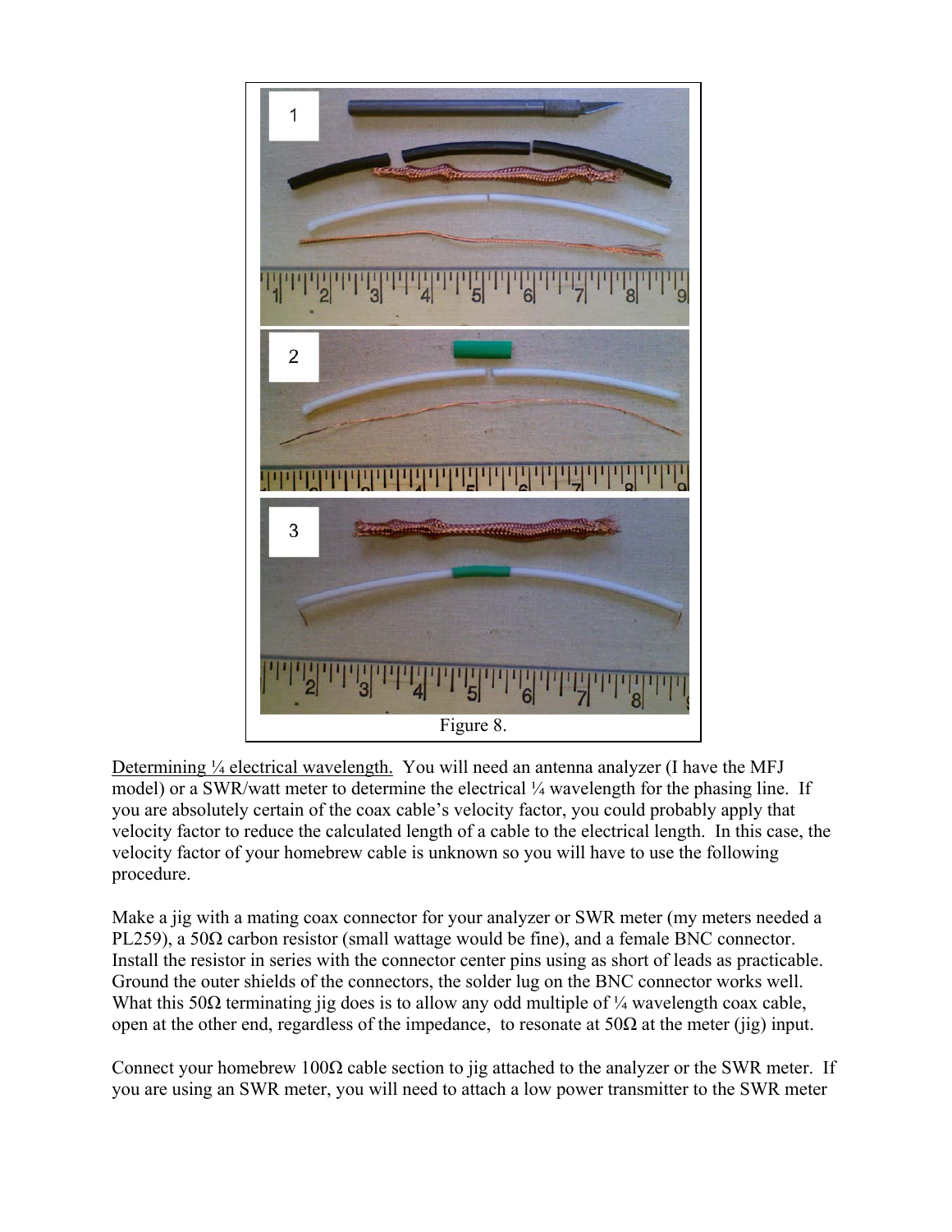Figure 8.

Determining ¼ electrical wavelength. You will need an antenna analyzer (I have the MFJ model) or a SWR/watt meter to determine the electrical ¼ wavelength for the phasing line. If you are absolutely certain of the coax cable's velocity factor, you could probably apply that velocity factor to reduce the calculated length of a cable to the electrical length. In this case, the velocity factor of your homebrew cable is unknown so you will have to use the following procedure.

Make a jig with a mating coax connector for your analyzer or SWR meter (my meters needed a PL259), a 50Ω carbon resistor (small wattage would be fine), and a female BNC connector. Install the resistor in series with the connector center pins using as short of leads as practicable. Ground the outer shields of the connectors, the solder lug on the BNC connector works well. What this 50Ω terminating jig does is to allow any odd multiple of ¼ wavelength coax cable, open at the other end, regardless of the impedance, to resonate at 50Ω at the meter (jig) input.

Connect your homebrew 100Ω cable section to jig attached to the analyzer or the SWR meter. If you are using an SWR meter, you will need to attach a low power transmitter to the SWR meter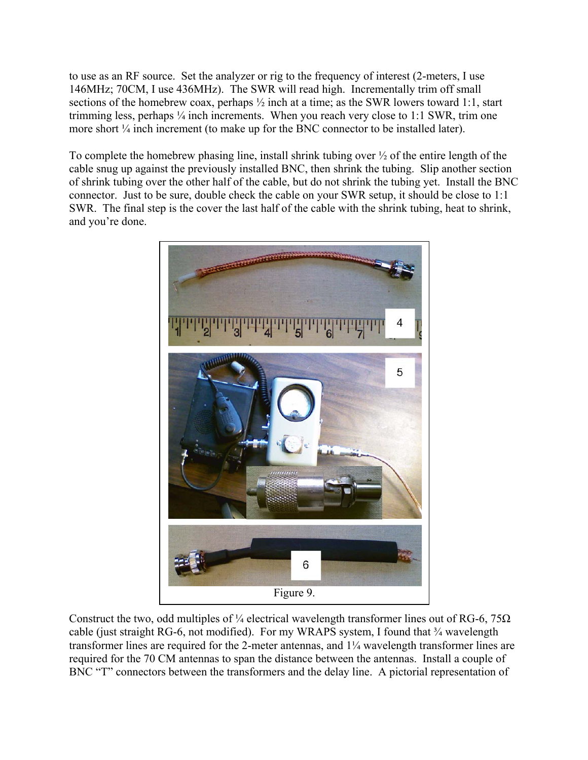to use as an RF source. Set the analyzer or rig to the frequency of interest (2-meters, I use 146MHz; 70CM, I use 436MHz). The SWR will read high. Incrementally trim off small sections of the homebrew coax, perhaps ½ inch at a time; as the SWR lowers toward 1:1, start trimming less, perhaps ¼ inch increments. When you reach very close to 1:1 SWR, trim one more short ¼ inch increment (to make up for the BNC connector to be installed later).

To complete the homebrew phasing line, install shrink tubing over ½ of the entire length of the cable snug up against the previously installed BNC, then shrink the tubing. Slip another section of shrink tubing over the other half of the cable, but do not shrink the tubing yet. Install the BNC connector. Just to be sure, double check the cable on your SWR setup, it should be close to 1:1 SWR. The final step is the cover the last half of the cable with the shrink tubing, heat to shrink, and you're done.

Figure 9.

Construct the two, odd multiples of ¼ electrical wavelength transformer lines out of RG-6, 75Ω cable (just straight RG-6, not modified). For my WRAPS system, I found that ¾ wavelength transformer lines are required for the 2-meter antennas, and 1¼ wavelength transformer lines are required for the 70 CM antennas to span the distance between the antennas. Install a couple of BNC "T" connectors between the transformers and the delay line. A pictorial representation of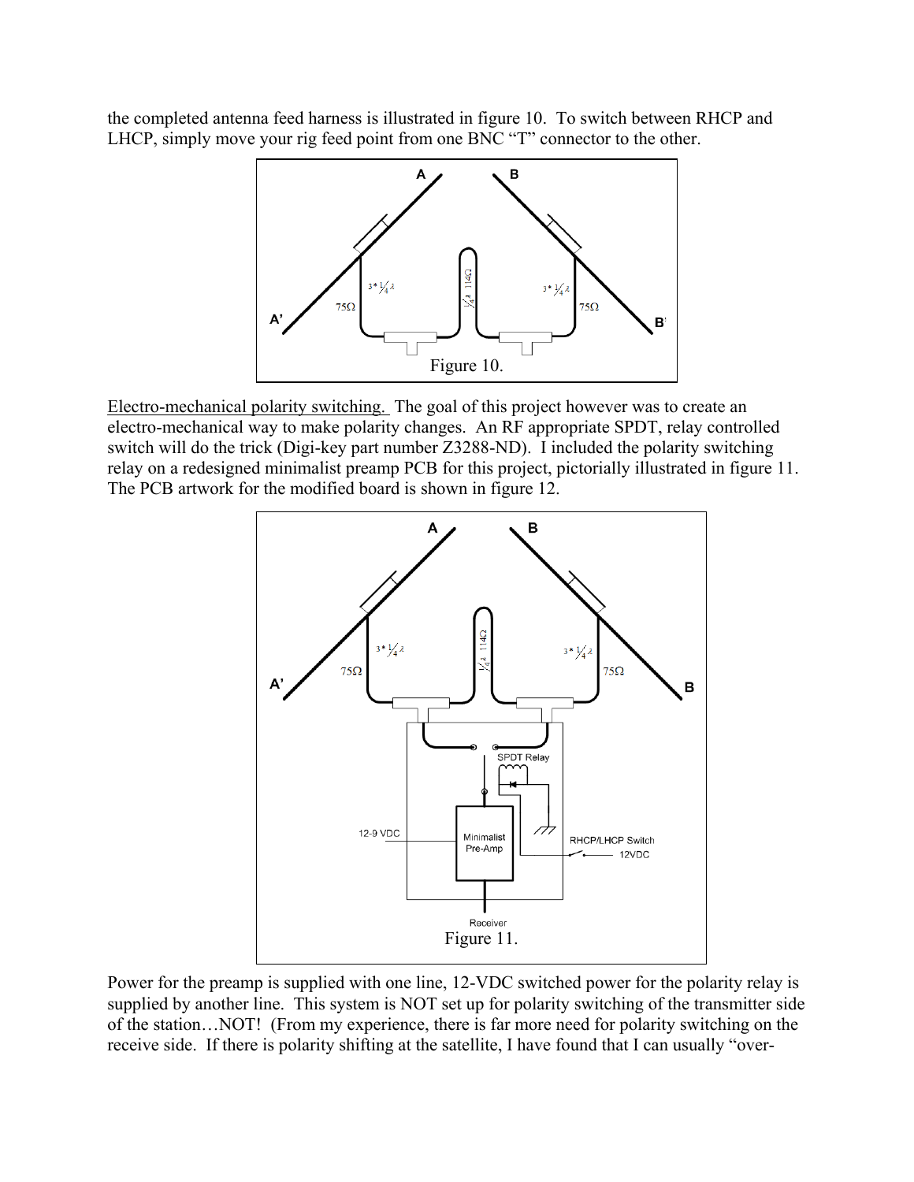the completed antenna feed harness is illustrated in figure 10. To switch between RHCP and LHCP, simply move your rig feed point from one BNC "T" connector to the other.

A
B
A'
B'
$3*\frac{1}{4}\lambda$
$3*\frac{1}{4}\lambda$
75Ω
75Ω
$\frac{1}{4}\lambda$ 114Ω

Figure 10.

Electro-mechanical polarity switching. The goal of this project however was to create an electro-mechanical way to make polarity changes. An RF appropriate SPDT, relay controlled switch will do the trick (Digi-key part number Z3288-ND). I included the polarity switching relay on a redesigned minimalist preamp PCB for this project, pictorially illustrated in figure 11. The PCB artwork for the modified board is shown in figure 12.

A
B
A'
B
$3*\frac{1}{4}\lambda$
$3*\frac{1}{4}\lambda$
75Ω
75Ω
$\frac{1}{4}\lambda$ 114Ω
SPDT Relay
12-9 VDC
Minimalist Pre-Amp
RHCP/LHCP Switch
12VDC
Receiver

Figure 11.

Power for the preamp is supplied with one line, 12-VDC switched power for the polarity relay is supplied by another line. This system is NOT set up for polarity switching of the transmitter side of the station…NOT! (From my experience, there is far more need for polarity switching on the receive side. If there is polarity shifting at the satellite, I have found that I can usually "over-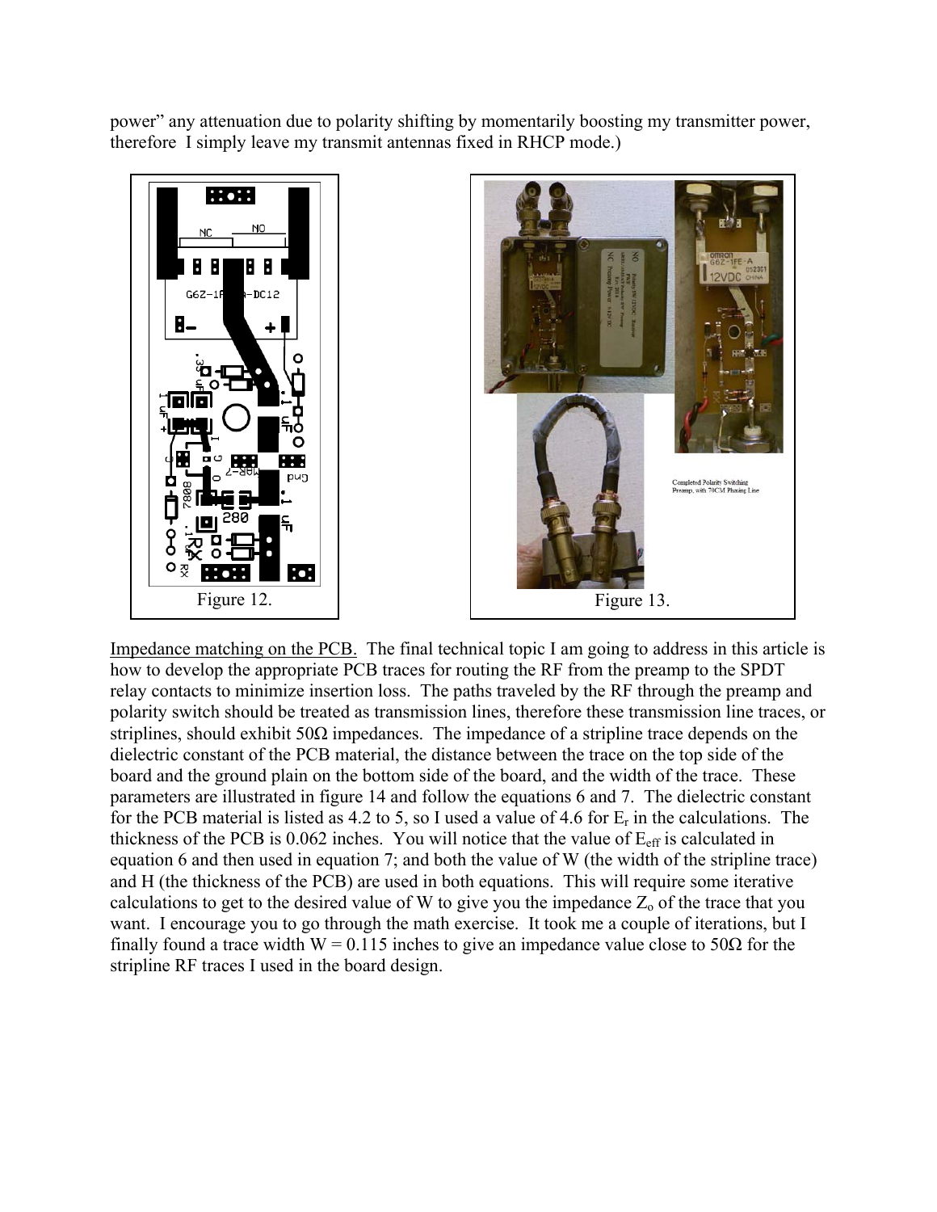power" any attenuation due to polarity shifting by momentarily boosting my transmitter power, therefore I simply leave my transmit antennas fixed in RHCP mode.)

Figure 12.

Figure 13.

Impedance matching on the PCB. The final technical topic I am going to address in this article is how to develop the appropriate PCB traces for routing the RF from the preamp to the SPDT relay contacts to minimize insertion loss. The paths traveled by the RF through the preamp and polarity switch should be treated as transmission lines, therefore these transmission line traces, or striplines, should exhibit 50Ω impedances. The impedance of a stripline trace depends on the dielectric constant of the PCB material, the distance between the trace on the top side of the board and the ground plain on the bottom side of the board, and the width of the trace. These parameters are illustrated in figure 14 and follow the equations 6 and 7. The dielectric constant for the PCB material is listed as 4.2 to 5, so I used a value of 4.6 for $E_r$ in the calculations. The thickness of the PCB is 0.062 inches. You will notice that the value of $E_{eff}$ is calculated in equation 6 and then used in equation 7; and both the value of W (the width of the stripline trace) and H (the thickness of the PCB) are used in both equations. This will require some iterative calculations to get to the desired value of W to give you the impedance $Z_o$ of the trace that you want. I encourage you to go through the math exercise. It took me a couple of iterations, but I finally found a trace width W = 0.115 inches to give an impedance value close to 50Ω for the stripline RF traces I used in the board design.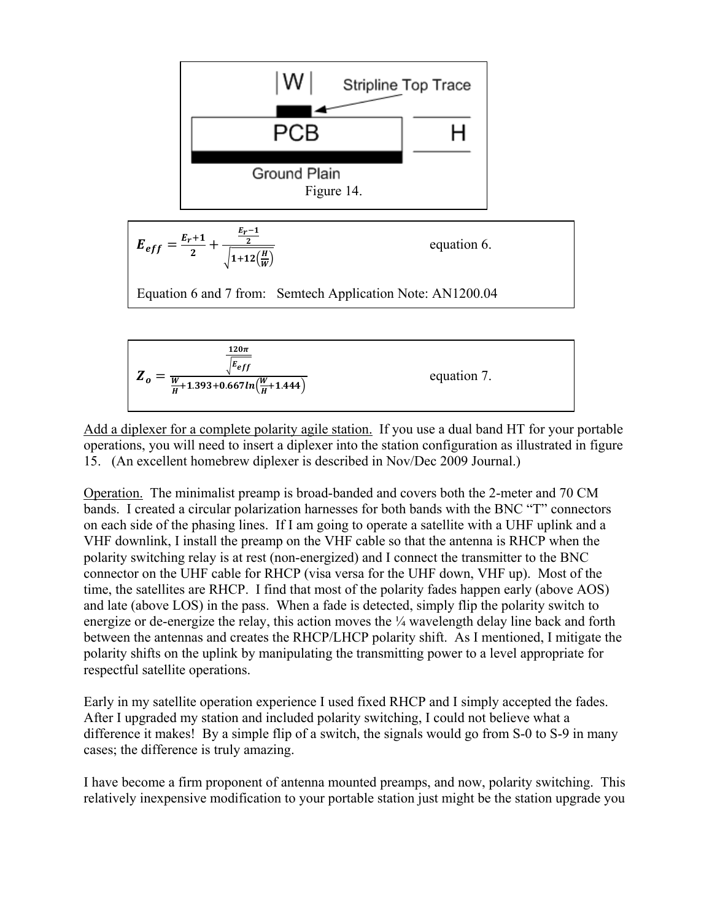|W| Stripline Top Trace

PCB

H

Ground Plain

Figure 14.

$$E_{eff} = \frac{E_r+1}{2} + \frac{\frac{E_r-1}{2}}{\sqrt{1+12\left(\frac{H}{W}\right)}}$$ equation 6.

Equation 6 and 7 from: Semtech Application Note: AN1200.04

$$Z_o = \frac{\frac{120\pi}{\sqrt{E_{eff}}}}{\frac{W}{H}+1.393+0.667ln\left(\frac{W}{H}+1.444\right)}$$ equation 7.

Add a diplexer for a complete polarity agile station. If you use a dual band HT for your portable operations, you will need to insert a diplexer into the station configuration as illustrated in figure 15. (An excellent homebrew diplexer is described in Nov/Dec 2009 Journal.)

Operation. The minimalist preamp is broad-banded and covers both the 2-meter and 70 CM bands. I created a circular polarization harnesses for both bands with the BNC "T" connectors on each side of the phasing lines. If I am going to operate a satellite with a UHF uplink and a VHF downlink, I install the preamp on the VHF cable so that the antenna is RHCP when the polarity switching relay is at rest (non-energized) and I connect the transmitter to the BNC connector on the UHF cable for RHCP (visa versa for the UHF down, VHF up). Most of the time, the satellites are RHCP. I find that most of the polarity fades happen early (above AOS) and late (above LOS) in the pass. When a fade is detected, simply flip the polarity switch to energize or de-energize the relay, this action moves the ¼ wavelength delay line back and forth between the antennas and creates the RHCP/LHCP polarity shift. As I mentioned, I mitigate the polarity shifts on the uplink by manipulating the transmitting power to a level appropriate for respectful satellite operations.

Early in my satellite operation experience I used fixed RHCP and I simply accepted the fades. After I upgraded my station and included polarity switching, I could not believe what a difference it makes! By a simple flip of a switch, the signals would go from S-0 to S-9 in many cases; the difference is truly amazing.

I have become a firm proponent of antenna mounted preamps, and now, polarity switching. This relatively inexpensive modification to your portable station just might be the station upgrade you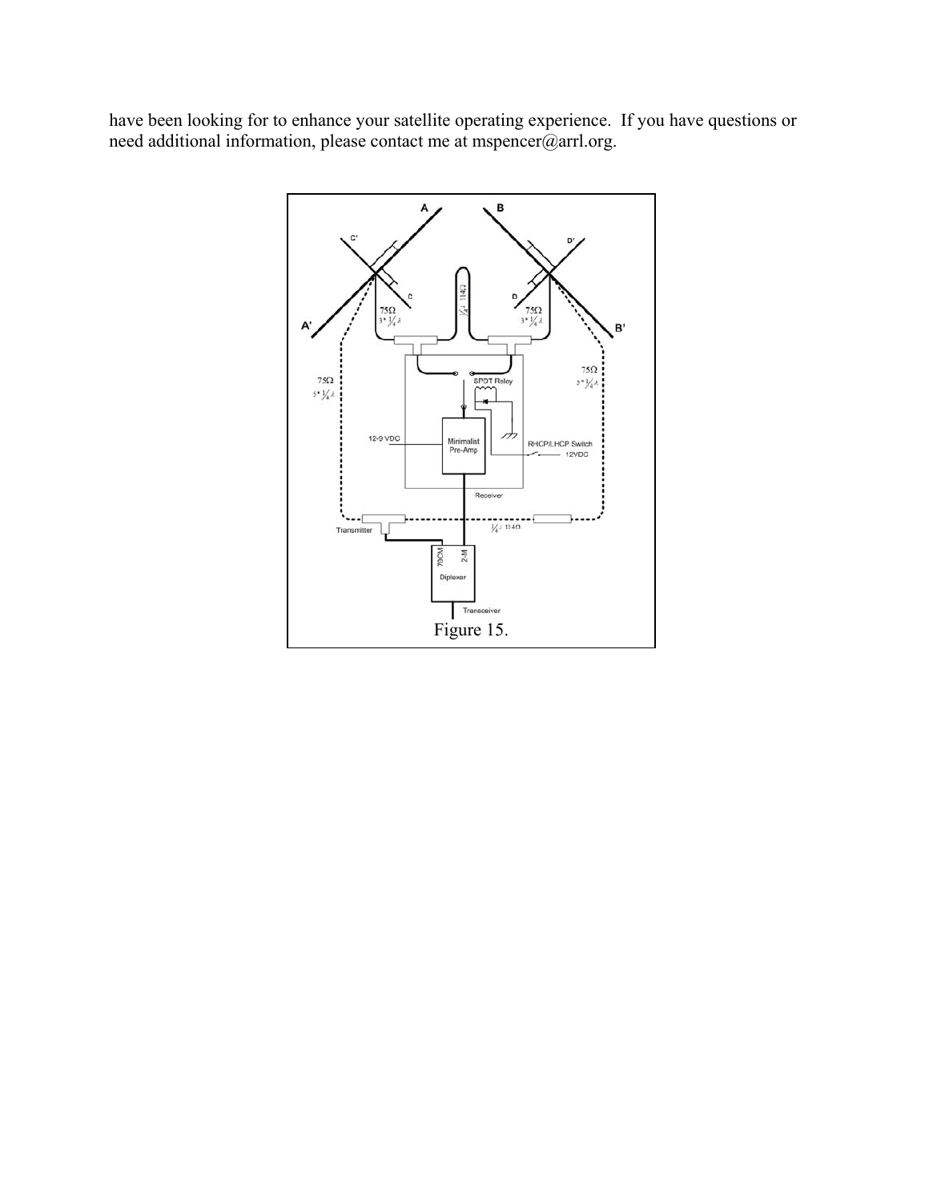have been looking for to enhance your satellite operating experience. If you have questions or need additional information, please contact me at mspencer@arrl.org.

A
B
C'
D'
C
D
A'
B'
75Ω
3 * 1/4 λ
1/4 λ 114Ω
75Ω
3 * 1/4 λ
75Ω
5 * 1/4 λ
75Ω
5 * 1/4 λ
SPDT Relay
12-9 VDC
Minimalist Pre-Amp
RHCP/LHCP Switch
12VDC
Receiver
Transmitter
1/4 λ 114Ω
70CM
2-M
Diplexer
Transceiver

Figure 15.